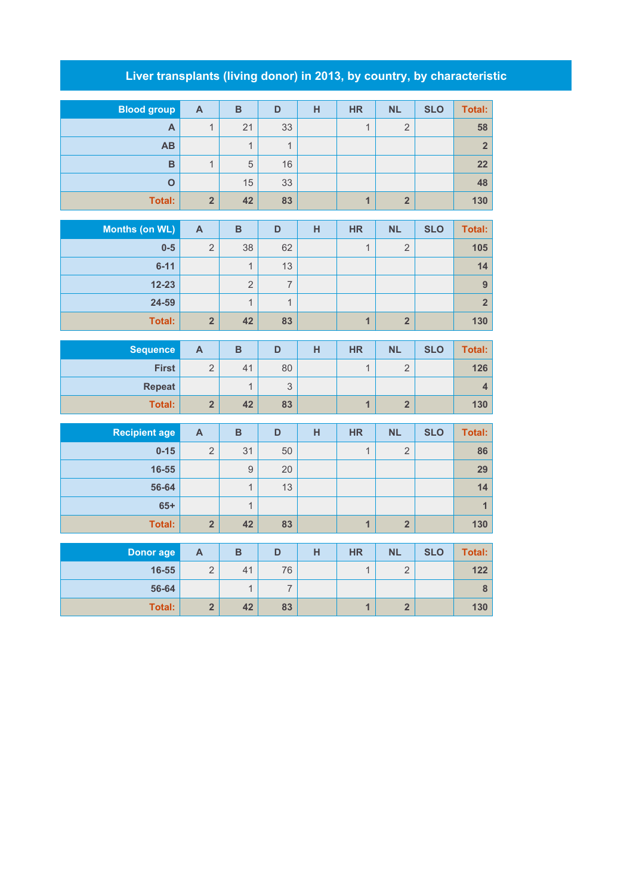# Liver transplants (living donor) in 2013, by country, by characteristic

| Blood group | A | B | D | H | HR | NL | SLO | Total: |
|---|---|---|---|---|---|---|---|---|
| A | 1 | 21 | 33 | | 1 | 2 | | 58 |
| AB | | 1 | 1 | | | | | 2 |
| B | 1 | 5 | 16 | | | | | 22 |
| O | | 15 | 33 | | | | | 48 |
| Total: | 2 | 42 | 83 | | 1 | 2 | | 130 |

| Months (on WL) | A | B | D | H | HR | NL | SLO | Total: |
|---|---|---|---|---|---|---|---|---|
| 0-5 | 2 | 38 | 62 | | 1 | 2 | | 105 |
| 6-11 | | 1 | 13 | | | | | 14 |
| 12-23 | | 2 | 7 | | | | | 9 |
| 24-59 | | 1 | 1 | | | | | 2 |
| Total: | 2 | 42 | 83 | | 1 | 2 | | 130 |

| Sequence | A | B | D | H | HR | NL | SLO | Total: |
|---|---|---|---|---|---|---|---|---|
| First | 2 | 41 | 80 | | 1 | 2 | | 126 |
| Repeat | | 1 | 3 | | | | | 4 |
| Total: | 2 | 42 | 83 | | 1 | 2 | | 130 |

| Recipient age | A | B | D | H | HR | NL | SLO | Total: |
|---|---|---|---|---|---|---|---|---|
| 0-15 | 2 | 31 | 50 | | 1 | 2 | | 86 |
| 16-55 | | 9 | 20 | | | | | 29 |
| 56-64 | | 1 | 13 | | | | | 14 |
| 65+ | | 1 | | | | | | 1 |
| Total: | 2 | 42 | 83 | | 1 | 2 | | 130 |

| Donor age | A | B | D | H | HR | NL | SLO | Total: |
|---|---|---|---|---|---|---|---|---|
| 16-55 | 2 | 41 | 76 | | 1 | 2 | | 122 |
| 56-64 | | 1 | 7 | | | | | 8 |
| Total: | 2 | 42 | 83 | | 1 | 2 | | 130 |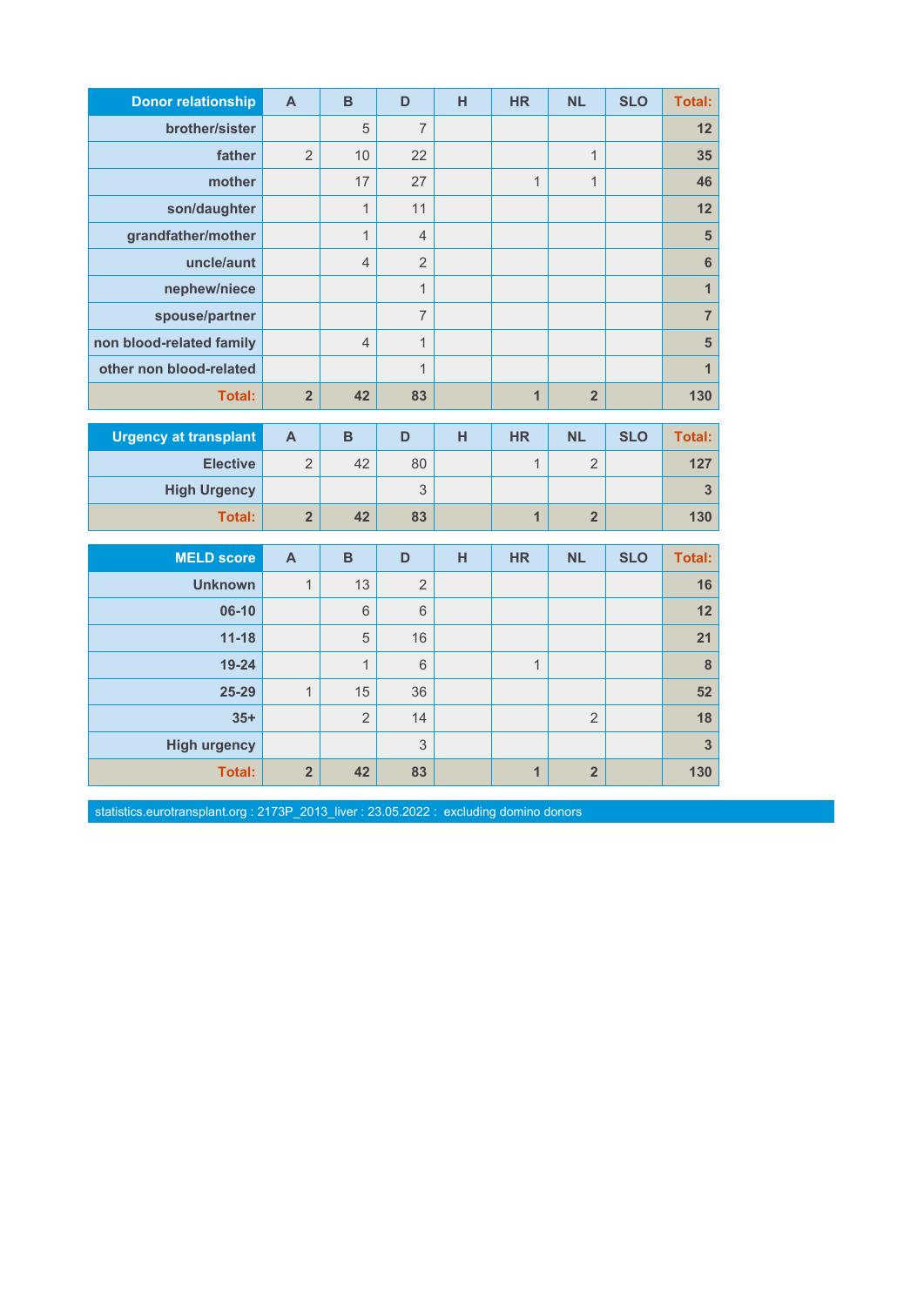| Donor relationship | A | B | D | H | HR | NL | SLO | Total: |
|---|---|---|---|---|---|---|---|---|
| brother/sister | | 5 | 7 | | | | | 12 |
| father | 2 | 10 | 22 | | | 1 | | 35 |
| mother | | 17 | 27 | | 1 | 1 | | 46 |
| son/daughter | | 1 | 11 | | | | | 12 |
| grandfather/mother | | 1 | 4 | | | | | 5 |
| uncle/aunt | | 4 | 2 | | | | | 6 |
| nephew/niece | | | 1 | | | | | 1 |
| spouse/partner | | | 7 | | | | | 7 |
| non blood-related family | | 4 | 1 | | | | | 5 |
| other non blood-related | | | 1 | | | | | 1 |
| Total: | 2 | 42 | 83 | | 1 | 2 | | 130 |

| Urgency at transplant | A | B | D | H | HR | NL | SLO | Total: |
|---|---|---|---|---|---|---|---|---|
| Elective | 2 | 42 | 80 | | 1 | 2 | | 127 |
| High Urgency | | | 3 | | | | | 3 |
| Total: | 2 | 42 | 83 | | 1 | 2 | | 130 |

| MELD score | A | B | D | H | HR | NL | SLO | Total: |
|---|---|---|---|---|---|---|---|---|
| Unknown | 1 | 13 | 2 | | | | | 16 |
| 06-10 | | 6 | 6 | | | | | 12 |
| 11-18 | | 5 | 16 | | | | | 21 |
| 19-24 | | 1 | 6 | | 1 | | | 8 |
| 25-29 | 1 | 15 | 36 | | | | | 52 |
| 35+ | | 2 | 14 | | | 2 | | 18 |
| High urgency | | | 3 | | | | | 3 |
| Total: | 2 | 42 | 83 | | 1 | 2 | | 130 |

statistics.eurotransplant.org : 2173P_2013_liver : 23.05.2022 : excluding domino donors